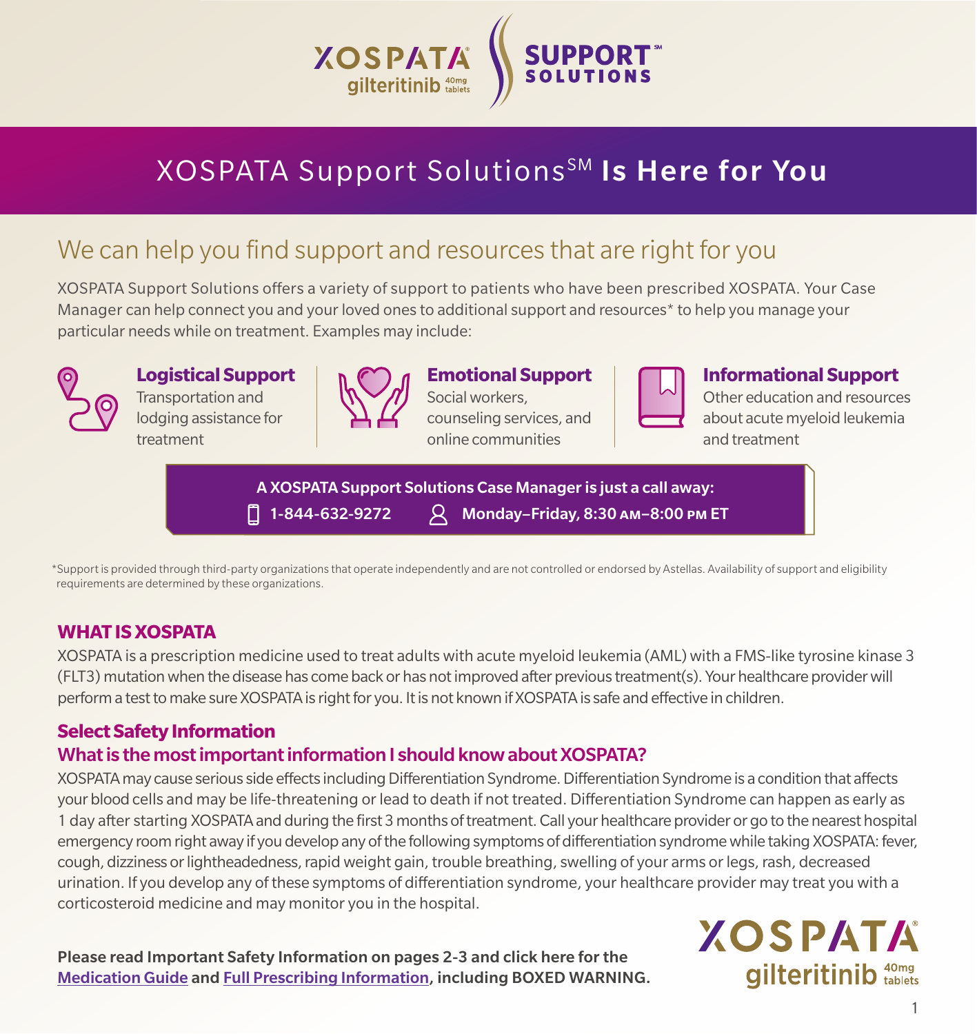XOSPATA® gilteritinib 40mg tablets | SUPPORT℠ SOLUTIONS

# XOSPATA Support Solutions℠ Is Here for You

## We can help you find support and resources that are right for you

XOSPATA Support Solutions offers a variety of support to patients who have been prescribed XOSPATA. Your Case Manager can help connect you and your loved ones to additional support and resources* to help you manage your particular needs while on treatment. Examples may include:

**Logistical Support**
Transportation and lodging assistance for treatment

**Emotional Support**
Social workers, counseling services, and online communities

**Informational Support**
Other education and resources about acute myeloid leukemia and treatment

**A XOSPATA Support Solutions Case Manager is just a call away:**
**1-844-632-9272** | **Monday–Friday, 8:30 AM–8:00 PM ET**

*Support is provided through third-party organizations that operate independently and are not controlled or endorsed by Astellas. Availability of support and eligibility requirements are determined by these organizations.

### WHAT IS XOSPATA

XOSPATA is a prescription medicine used to treat adults with acute myeloid leukemia (AML) with a FMS-like tyrosine kinase 3 (FLT3) mutation when the disease has come back or has not improved after previous treatment(s). Your healthcare provider will perform a test to make sure XOSPATA is right for you. It is not known if XOSPATA is safe and effective in children.

### Select Safety Information

### What is the most important information I should know about XOSPATA?

XOSPATA may cause serious side effects including Differentiation Syndrome. Differentiation Syndrome is a condition that affects your blood cells and may be life-threatening or lead to death if not treated. Differentiation Syndrome can happen as early as 1 day after starting XOSPATA and during the first 3 months of treatment. Call your healthcare provider or go to the nearest hospital emergency room right away if you develop any of the following symptoms of differentiation syndrome while taking XOSPATA: fever, cough, dizziness or lightheadedness, rapid weight gain, trouble breathing, swelling of your arms or legs, rash, decreased urination. If you develop any of these symptoms of differentiation syndrome, your healthcare provider may treat you with a corticosteroid medicine and may monitor you in the hospital.

**Please read Important Safety Information on pages 2-3 and click here for the Medication Guide and Full Prescribing Information, including BOXED WARNING.**

XOSPATA® gilteritinib 40mg tablets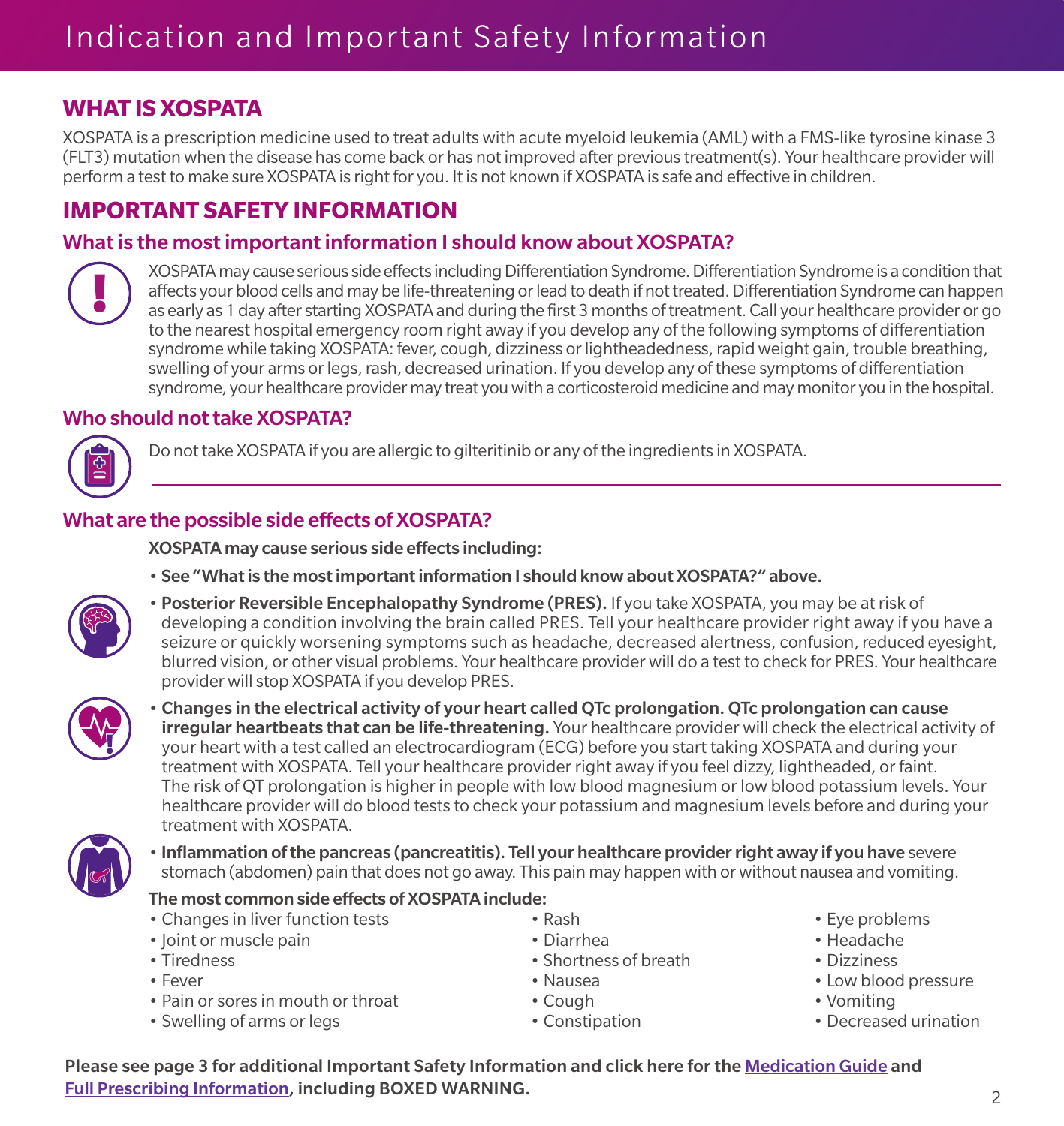# Indication and Important Safety Information

## WHAT IS XOSPATA

XOSPATA is a prescription medicine used to treat adults with acute myeloid leukemia (AML) with a FMS-like tyrosine kinase 3 (FLT3) mutation when the disease has come back or has not improved after previous treatment(s). Your healthcare provider will perform a test to make sure XOSPATA is right for you. It is not known if XOSPATA is safe and effective in children.

## IMPORTANT SAFETY INFORMATION

### What is the most important information I should know about XOSPATA?

XOSPATA may cause serious side effects including Differentiation Syndrome. Differentiation Syndrome is a condition that affects your blood cells and may be life-threatening or lead to death if not treated. Differentiation Syndrome can happen as early as 1 day after starting XOSPATA and during the first 3 months of treatment. Call your healthcare provider or go to the nearest hospital emergency room right away if you develop any of the following symptoms of differentiation syndrome while taking XOSPATA: fever, cough, dizziness or lightheadedness, rapid weight gain, trouble breathing, swelling of your arms or legs, rash, decreased urination. If you develop any of these symptoms of differentiation syndrome, your healthcare provider may treat you with a corticosteroid medicine and may monitor you in the hospital.

### Who should not take XOSPATA?

Do not take XOSPATA if you are allergic to gilteritinib or any of the ingredients in XOSPATA.

### What are the possible side effects of XOSPATA?

**XOSPATA may cause serious side effects including:**

- **See "What is the most important information I should know about XOSPATA?" above.**
- **Posterior Reversible Encephalopathy Syndrome (PRES).** If you take XOSPATA, you may be at risk of developing a condition involving the brain called PRES. Tell your healthcare provider right away if you have a seizure or quickly worsening symptoms such as headache, decreased alertness, confusion, reduced eyesight, blurred vision, or other visual problems. Your healthcare provider will do a test to check for PRES. Your healthcare provider will stop XOSPATA if you develop PRES.
- **Changes in the electrical activity of your heart called QTc prolongation. QTc prolongation can cause irregular heartbeats that can be life-threatening.** Your healthcare provider will check the electrical activity of your heart with a test called an electrocardiogram (ECG) before you start taking XOSPATA and during your treatment with XOSPATA. Tell your healthcare provider right away if you feel dizzy, lightheaded, or faint. The risk of QT prolongation is higher in people with low blood magnesium or low blood potassium levels. Your healthcare provider will do blood tests to check your potassium and magnesium levels before and during your treatment with XOSPATA.
- **Inflammation of the pancreas (pancreatitis). Tell your healthcare provider right away if you have** severe stomach (abdomen) pain that does not go away. This pain may happen with or without nausea and vomiting.

**The most common side effects of XOSPATA include:**

- Changes in liver function tests
- Joint or muscle pain
- Tiredness
- Fever
- Pain or sores in mouth or throat
- Swelling of arms or legs
- Rash
- Diarrhea
- Shortness of breath
- Nausea
- Cough
- Constipation
- Eye problems
- Headache
- Dizziness
- Low blood pressure
- Vomiting
- Decreased urination

**Please see page 3 for additional Important Safety Information and click here for the [Medication Guide](#) and [Full Prescribing Information](#), including BOXED WARNING.**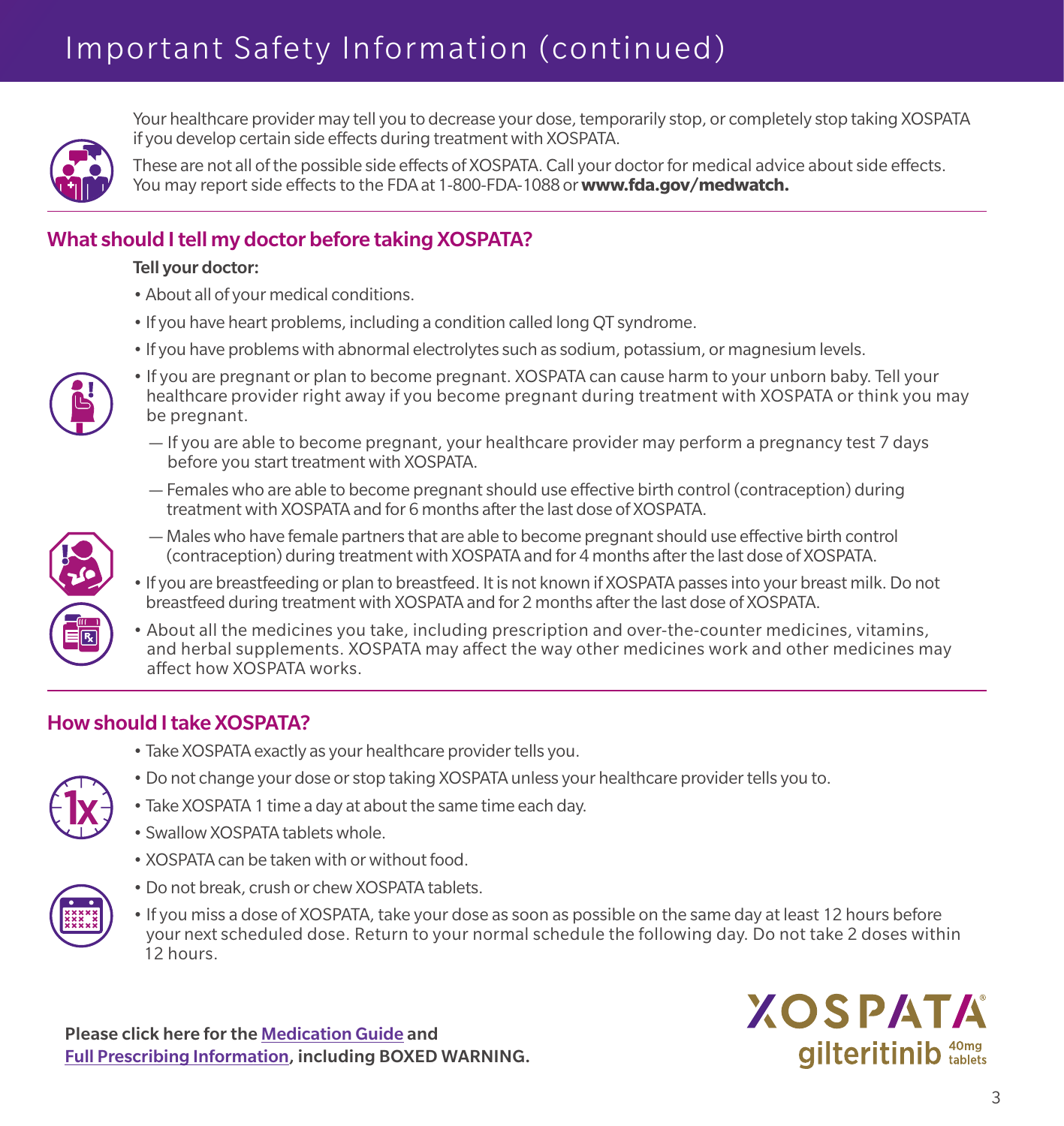# Important Safety Information (continued)

Your healthcare provider may tell you to decrease your dose, temporarily stop, or completely stop taking XOSPATA if you develop certain side effects during treatment with XOSPATA.

These are not all of the possible side effects of XOSPATA. Call your doctor for medical advice about side effects. You may report side effects to the FDA at 1-800-FDA-1088 or **www.fda.gov/medwatch.**

## What should I tell my doctor before taking XOSPATA?

**Tell your doctor:**

- About all of your medical conditions.
- If you have heart problems, including a condition called long QT syndrome.
- If you have problems with abnormal electrolytes such as sodium, potassium, or magnesium levels.
- If you are pregnant or plan to become pregnant. XOSPATA can cause harm to your unborn baby. Tell your healthcare provider right away if you become pregnant during treatment with XOSPATA or think you may be pregnant.
  - If you are able to become pregnant, your healthcare provider may perform a pregnancy test 7 days before you start treatment with XOSPATA.
  - Females who are able to become pregnant should use effective birth control (contraception) during treatment with XOSPATA and for 6 months after the last dose of XOSPATA.
  - Males who have female partners that are able to become pregnant should use effective birth control (contraception) during treatment with XOSPATA and for 4 months after the last dose of XOSPATA.
- If you are breastfeeding or plan to breastfeed. It is not known if XOSPATA passes into your breast milk. Do not breastfeed during treatment with XOSPATA and for 2 months after the last dose of XOSPATA.
- About all the medicines you take, including prescription and over-the-counter medicines, vitamins, and herbal supplements. XOSPATA may affect the way other medicines work and other medicines may affect how XOSPATA works.

## How should I take XOSPATA?

- Take XOSPATA exactly as your healthcare provider tells you.
- Do not change your dose or stop taking XOSPATA unless your healthcare provider tells you to.
- Take XOSPATA 1 time a day at about the same time each day.
- Swallow XOSPATA tablets whole.
- XOSPATA can be taken with or without food.
- Do not break, crush or chew XOSPATA tablets.
- If you miss a dose of XOSPATA, take your dose as soon as possible on the same day at least 12 hours before your next scheduled dose. Return to your normal schedule the following day. Do not take 2 doses within 12 hours.

**Please click here for the Medication Guide and Full Prescribing Information, including BOXED WARNING.**

XOSPATA® gilteritinib 40mg tablets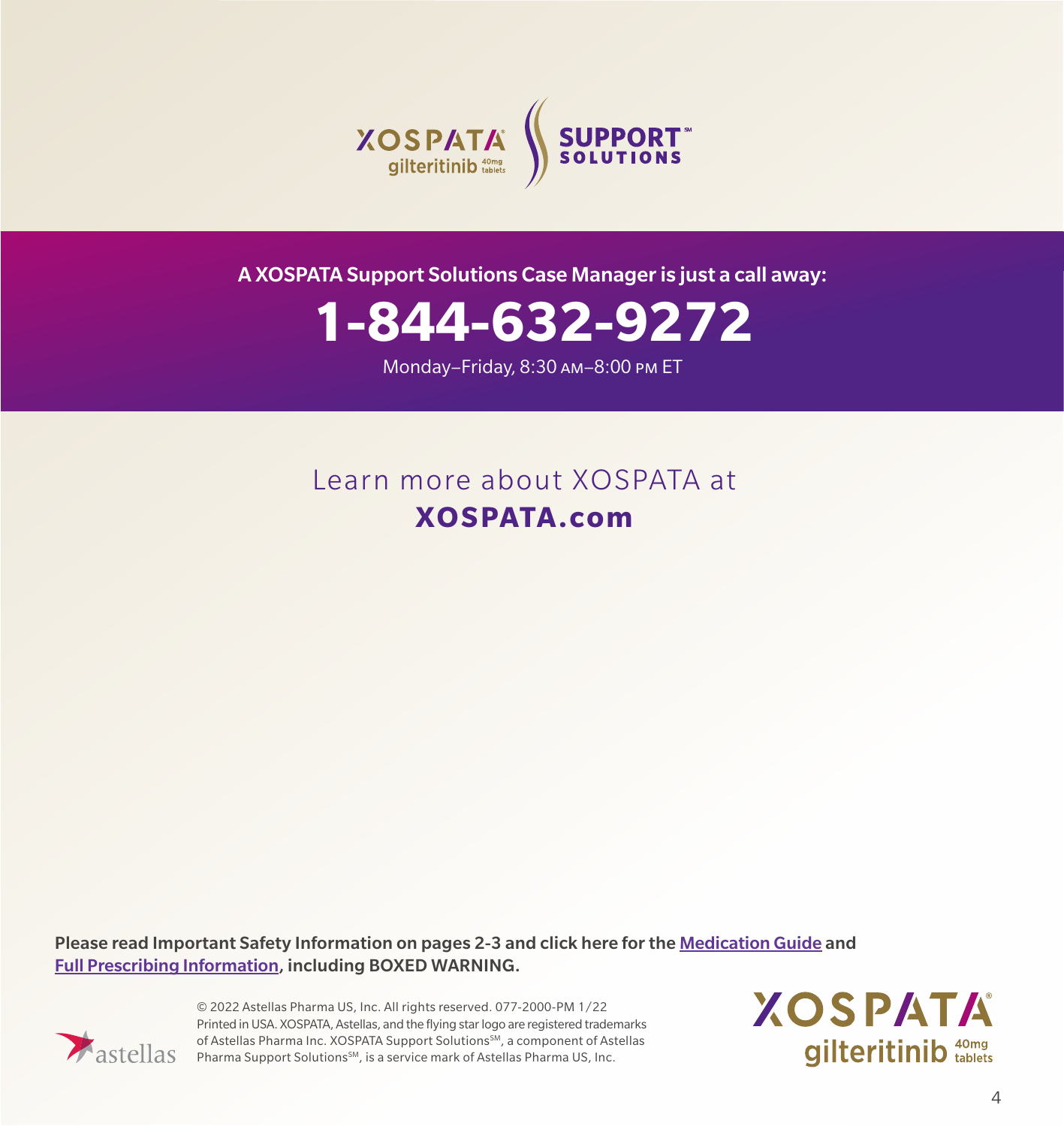XOSPATA® gilteritinib 40mg tablets | SUPPORT℠ SOLUTIONS

**A XOSPATA Support Solutions Case Manager is just a call away:**

# 1-844-632-9272

Monday–Friday, 8:30 AM–8:00 PM ET

Learn more about XOSPATA at

**XOSPATA.com**

**Please read Important Safety Information on pages 2-3 and click here for the Medication Guide and Full Prescribing Information, including BOXED WARNING.**

astellas

© 2022 Astellas Pharma US, Inc. All rights reserved. 077-2000-PM 1/22
Printed in USA. XOSPATA, Astellas, and the flying star logo are registered trademarks of Astellas Pharma Inc. XOSPATA Support Solutions℠, a component of Astellas Pharma Support Solutions℠, is a service mark of Astellas Pharma US, Inc.

XOSPATA® gilteritinib 40mg tablets